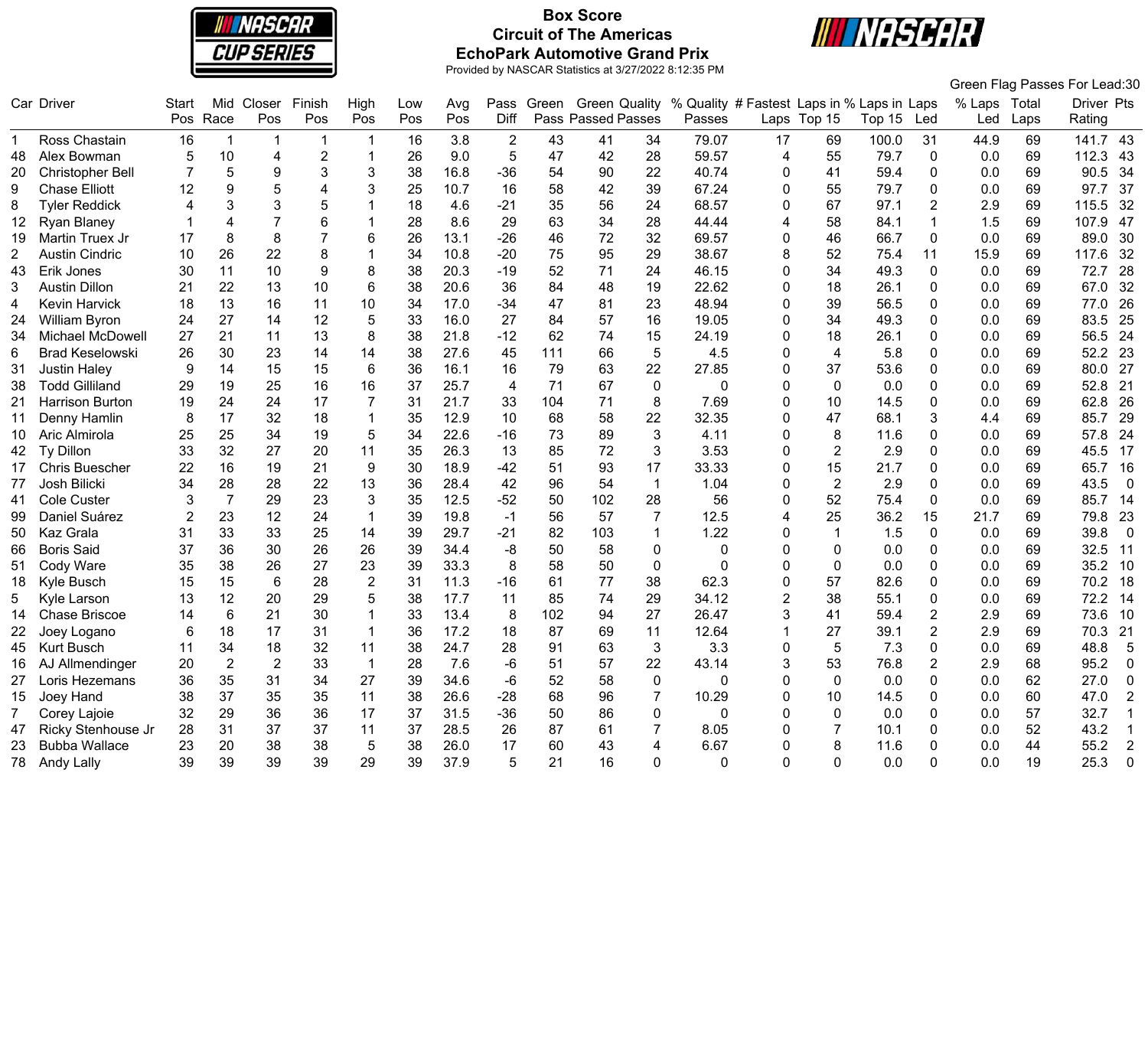# Box Score

## Circuit of The Americas

## EchoPark Automotive Grand Prix

Provided by NASCAR Statistics at 3/27/2022 8:12:35 PM

Green Flag Passes For Lead:30

| Car | Driver | Start Pos | Mid Race | Closer Pos | Finish Pos | High Pos | Low Pos | Avg Pos | Pass Diff | Green Pass | Green Passed | Quality Passes | % Quality Passes | # Fastest Laps | Laps in Top 15 | % Laps in Top 15 | Laps Led | % Laps Led | Total Laps | Driver Rating | Pts |
|---|---|---|---|---|---|---|---|---|---|---|---|---|---|---|---|---|---|---|---|---|---|
| 1 | Ross Chastain | 16 | 1 | 1 | 1 | 1 | 16 | 3.8 | 2 | 43 | 41 | 34 | 79.07 | 17 | 69 | 100.0 | 31 | 44.9 | 69 | 141.7 | 43 |
| 48 | Alex Bowman | 5 | 10 | 4 | 2 | 1 | 26 | 9.0 | 5 | 47 | 42 | 28 | 59.57 | 4 | 55 | 79.7 | 0 | 0.0 | 69 | 112.3 | 43 |
| 20 | Christopher Bell | 7 | 5 | 9 | 3 | 3 | 38 | 16.8 | -36 | 54 | 90 | 22 | 40.74 | 0 | 41 | 59.4 | 0 | 0.0 | 69 | 90.5 | 34 |
| 9 | Chase Elliott | 12 | 9 | 5 | 4 | 3 | 25 | 10.7 | 16 | 58 | 42 | 39 | 67.24 | 0 | 55 | 79.7 | 0 | 0.0 | 69 | 97.7 | 37 |
| 8 | Tyler Reddick | 4 | 3 | 3 | 5 | 1 | 18 | 4.6 | -21 | 35 | 56 | 24 | 68.57 | 0 | 67 | 97.1 | 2 | 2.9 | 69 | 115.5 | 32 |
| 12 | Ryan Blaney | 1 | 4 | 7 | 6 | 1 | 28 | 8.6 | 29 | 63 | 34 | 28 | 44.44 | 4 | 58 | 84.1 | 1 | 1.5 | 69 | 107.9 | 47 |
| 19 | Martin Truex Jr | 17 | 8 | 8 | 7 | 6 | 26 | 13.1 | -26 | 46 | 72 | 32 | 69.57 | 0 | 46 | 66.7 | 0 | 0.0 | 69 | 89.0 | 30 |
| 2 | Austin Cindric | 10 | 26 | 22 | 8 | 1 | 34 | 10.8 | -20 | 75 | 95 | 29 | 38.67 | 8 | 52 | 75.4 | 11 | 15.9 | 69 | 117.6 | 32 |
| 43 | Erik Jones | 30 | 11 | 10 | 9 | 8 | 38 | 20.3 | -19 | 52 | 71 | 24 | 46.15 | 0 | 34 | 49.3 | 0 | 0.0 | 69 | 72.7 | 28 |
| 3 | Austin Dillon | 21 | 22 | 13 | 10 | 6 | 38 | 20.6 | 36 | 84 | 48 | 19 | 22.62 | 0 | 18 | 26.1 | 0 | 0.0 | 69 | 67.0 | 32 |
| 4 | Kevin Harvick | 18 | 13 | 16 | 11 | 10 | 34 | 17.0 | -34 | 47 | 81 | 23 | 48.94 | 0 | 39 | 56.5 | 0 | 0.0 | 69 | 77.0 | 26 |
| 24 | William Byron | 24 | 27 | 14 | 12 | 5 | 33 | 16.0 | 27 | 84 | 57 | 16 | 19.05 | 0 | 34 | 49.3 | 0 | 0.0 | 69 | 83.5 | 25 |
| 34 | Michael McDowell | 27 | 21 | 11 | 13 | 8 | 38 | 21.8 | -12 | 62 | 74 | 15 | 24.19 | 0 | 18 | 26.1 | 0 | 0.0 | 69 | 56.5 | 24 |
| 6 | Brad Keselowski | 26 | 30 | 23 | 14 | 14 | 38 | 27.6 | 45 | 111 | 66 | 5 | 4.5 | 0 | 4 | 5.8 | 0 | 0.0 | 69 | 52.2 | 23 |
| 31 | Justin Haley | 9 | 14 | 15 | 15 | 6 | 36 | 16.1 | 16 | 79 | 63 | 22 | 27.85 | 0 | 37 | 53.6 | 0 | 0.0 | 69 | 80.0 | 27 |
| 38 | Todd Gilliland | 29 | 19 | 25 | 16 | 16 | 37 | 25.7 | 4 | 71 | 67 | 0 | 0 | 0 | 0 | 0.0 | 0 | 0.0 | 69 | 52.8 | 21 |
| 21 | Harrison Burton | 19 | 24 | 24 | 17 | 7 | 31 | 21.7 | 33 | 104 | 71 | 8 | 7.69 | 0 | 10 | 14.5 | 0 | 0.0 | 69 | 62.8 | 26 |
| 11 | Denny Hamlin | 8 | 17 | 32 | 18 | 1 | 35 | 12.9 | 10 | 68 | 58 | 22 | 32.35 | 0 | 47 | 68.1 | 3 | 4.4 | 69 | 85.7 | 29 |
| 10 | Aric Almirola | 25 | 25 | 34 | 19 | 5 | 34 | 22.6 | -16 | 73 | 89 | 3 | 4.11 | 0 | 8 | 11.6 | 0 | 0.0 | 69 | 57.8 | 24 |
| 42 | Ty Dillon | 33 | 32 | 27 | 20 | 11 | 35 | 26.3 | 13 | 85 | 72 | 3 | 3.53 | 0 | 2 | 2.9 | 0 | 0.0 | 69 | 45.5 | 17 |
| 17 | Chris Buescher | 22 | 16 | 19 | 21 | 9 | 30 | 18.9 | -42 | 51 | 93 | 17 | 33.33 | 0 | 15 | 21.7 | 0 | 0.0 | 69 | 65.7 | 16 |
| 77 | Josh Bilicki | 34 | 28 | 28 | 22 | 13 | 36 | 28.4 | 42 | 96 | 54 | 1 | 1.04 | 0 | 2 | 2.9 | 0 | 0.0 | 69 | 43.5 | 0 |
| 41 | Cole Custer | 3 | 7 | 29 | 23 | 3 | 35 | 12.5 | -52 | 50 | 102 | 28 | 56 | 0 | 52 | 75.4 | 0 | 0.0 | 69 | 85.7 | 14 |
| 99 | Daniel Suárez | 2 | 23 | 12 | 24 | 1 | 39 | 19.8 | -1 | 56 | 57 | 7 | 12.5 | 4 | 25 | 36.2 | 15 | 21.7 | 69 | 79.8 | 23 |
| 50 | Kaz Grala | 31 | 33 | 33 | 25 | 14 | 39 | 29.7 | -21 | 82 | 103 | 1 | 1.22 | 0 | 1 | 1.5 | 0 | 0.0 | 69 | 39.8 | 0 |
| 66 | Boris Said | 37 | 36 | 30 | 26 | 26 | 39 | 34.4 | -8 | 50 | 58 | 0 | 0 | 0 | 0 | 0.0 | 0 | 0.0 | 69 | 32.5 | 11 |
| 51 | Cody Ware | 35 | 38 | 26 | 27 | 23 | 39 | 33.3 | 8 | 58 | 50 | 0 | 0 | 0 | 0 | 0.0 | 0 | 0.0 | 69 | 35.2 | 10 |
| 18 | Kyle Busch | 15 | 15 | 6 | 28 | 2 | 31 | 11.3 | -16 | 61 | 77 | 38 | 62.3 | 0 | 57 | 82.6 | 0 | 0.0 | 69 | 70.2 | 18 |
| 5 | Kyle Larson | 13 | 12 | 20 | 29 | 5 | 38 | 17.7 | 11 | 85 | 74 | 29 | 34.12 | 2 | 38 | 55.1 | 0 | 0.0 | 69 | 72.2 | 14 |
| 14 | Chase Briscoe | 14 | 6 | 21 | 30 | 1 | 33 | 13.4 | 8 | 102 | 94 | 27 | 26.47 | 3 | 41 | 59.4 | 2 | 2.9 | 69 | 73.6 | 10 |
| 22 | Joey Logano | 6 | 18 | 17 | 31 | 1 | 36 | 17.2 | 18 | 87 | 69 | 11 | 12.64 | 1 | 27 | 39.1 | 2 | 2.9 | 69 | 70.3 | 21 |
| 45 | Kurt Busch | 11 | 34 | 18 | 32 | 11 | 38 | 24.7 | 28 | 91 | 63 | 3 | 3.3 | 0 | 5 | 7.3 | 0 | 0.0 | 69 | 48.8 | 5 |
| 16 | AJ Allmendinger | 20 | 2 | 2 | 33 | 1 | 28 | 7.6 | -6 | 51 | 57 | 22 | 43.14 | 3 | 53 | 76.8 | 2 | 2.9 | 68 | 95.2 | 0 |
| 27 | Loris Hezemans | 36 | 35 | 31 | 34 | 27 | 39 | 34.6 | -6 | 52 | 58 | 0 | 0 | 0 | 0 | 0.0 | 0 | 0.0 | 62 | 27.0 | 0 |
| 15 | Joey Hand | 38 | 37 | 35 | 35 | 11 | 38 | 26.6 | -28 | 68 | 96 | 7 | 10.29 | 0 | 10 | 14.5 | 0 | 0.0 | 60 | 47.0 | 2 |
| 7 | Corey Lajoie | 32 | 29 | 36 | 36 | 17 | 37 | 31.5 | -36 | 50 | 86 | 0 | 0 | 0 | 0 | 0.0 | 0 | 0.0 | 57 | 32.7 | 1 |
| 47 | Ricky Stenhouse Jr | 28 | 31 | 37 | 37 | 11 | 37 | 28.5 | 26 | 87 | 61 | 7 | 8.05 | 0 | 7 | 10.1 | 0 | 0.0 | 52 | 43.2 | 1 |
| 23 | Bubba Wallace | 23 | 20 | 38 | 38 | 5 | 38 | 26.0 | 17 | 60 | 43 | 4 | 6.67 | 0 | 8 | 11.6 | 0 | 0.0 | 44 | 55.2 | 2 |
| 78 | Andy Lally | 39 | 39 | 39 | 39 | 29 | 39 | 37.9 | 5 | 21 | 16 | 0 | 0 | 0 | 0 | 0.0 | 0 | 0.0 | 19 | 25.3 | 0 |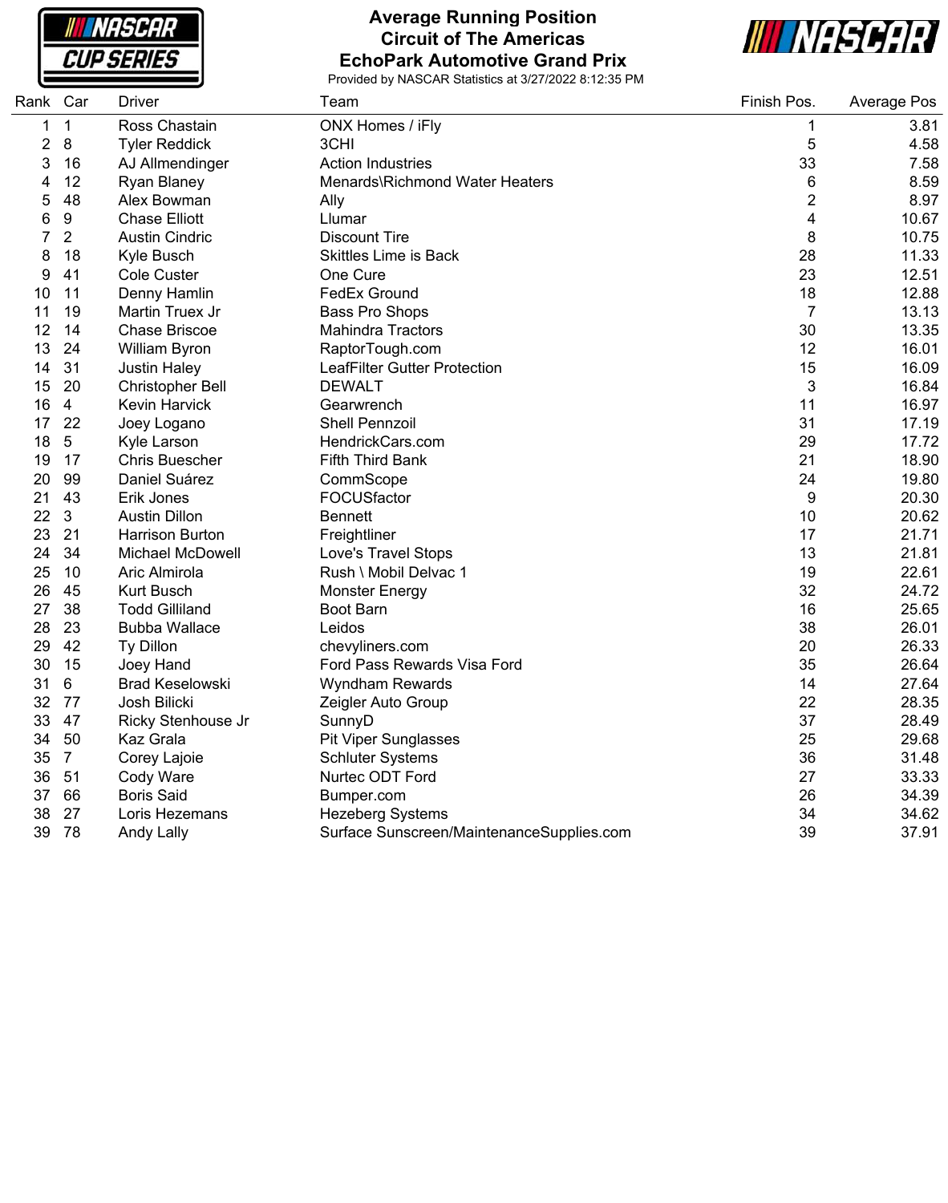# Average Running Position
## Circuit of The Americas
## EchoPark Automotive Grand Prix

Provided by NASCAR Statistics at 3/27/2022 8:12:35 PM

| Rank | Car | Driver | Team | Finish Pos. | Average Pos |
|---|---|---|---|---|---|
| 1 | 1 | Ross Chastain | ONX Homes / iFly | 1 | 3.81 |
| 2 | 8 | Tyler Reddick | 3CHI | 5 | 4.58 |
| 3 | 16 | AJ Allmendinger | Action Industries | 33 | 7.58 |
| 4 | 12 | Ryan Blaney | Menards\Richmond Water Heaters | 6 | 8.59 |
| 5 | 48 | Alex Bowman | Ally | 2 | 8.97 |
| 6 | 9 | Chase Elliott | Llumar | 4 | 10.67 |
| 7 | 2 | Austin Cindric | Discount Tire | 8 | 10.75 |
| 8 | 18 | Kyle Busch | Skittles Lime is Back | 28 | 11.33 |
| 9 | 41 | Cole Custer | One Cure | 23 | 12.51 |
| 10 | 11 | Denny Hamlin | FedEx Ground | 18 | 12.88 |
| 11 | 19 | Martin Truex Jr | Bass Pro Shops | 7 | 13.13 |
| 12 | 14 | Chase Briscoe | Mahindra Tractors | 30 | 13.35 |
| 13 | 24 | William Byron | RaptorTough.com | 12 | 16.01 |
| 14 | 31 | Justin Haley | LeafFilter Gutter Protection | 15 | 16.09 |
| 15 | 20 | Christopher Bell | DEWALT | 3 | 16.84 |
| 16 | 4 | Kevin Harvick | Gearwrench | 11 | 16.97 |
| 17 | 22 | Joey Logano | Shell Pennzoil | 31 | 17.19 |
| 18 | 5 | Kyle Larson | HendrickCars.com | 29 | 17.72 |
| 19 | 17 | Chris Buescher | Fifth Third Bank | 21 | 18.90 |
| 20 | 99 | Daniel Suárez | CommScope | 24 | 19.80 |
| 21 | 43 | Erik Jones | FOCUSfactor | 9 | 20.30 |
| 22 | 3 | Austin Dillon | Bennett | 10 | 20.62 |
| 23 | 21 | Harrison Burton | Freightliner | 17 | 21.71 |
| 24 | 34 | Michael McDowell | Love's Travel Stops | 13 | 21.81 |
| 25 | 10 | Aric Almirola | Rush \ Mobil Delvac 1 | 19 | 22.61 |
| 26 | 45 | Kurt Busch | Monster Energy | 32 | 24.72 |
| 27 | 38 | Todd Gilliland | Boot Barn | 16 | 25.65 |
| 28 | 23 | Bubba Wallace | Leidos | 38 | 26.01 |
| 29 | 42 | Ty Dillon | chevyliners.com | 20 | 26.33 |
| 30 | 15 | Joey Hand | Ford Pass Rewards Visa Ford | 35 | 26.64 |
| 31 | 6 | Brad Keselowski | Wyndham Rewards | 14 | 27.64 |
| 32 | 77 | Josh Bilicki | Zeigler Auto Group | 22 | 28.35 |
| 33 | 47 | Ricky Stenhouse Jr | SunnyD | 37 | 28.49 |
| 34 | 50 | Kaz Grala | Pit Viper Sunglasses | 25 | 29.68 |
| 35 | 7 | Corey Lajoie | Schluter Systems | 36 | 31.48 |
| 36 | 51 | Cody Ware | Nurtec ODT Ford | 27 | 33.33 |
| 37 | 66 | Boris Said | Bumper.com | 26 | 34.39 |
| 38 | 27 | Loris Hezemans | Hezeberg Systems | 34 | 34.62 |
| 39 | 78 | Andy Lally | Surface Sunscreen/MaintenanceSupplies.com | 39 | 37.91 |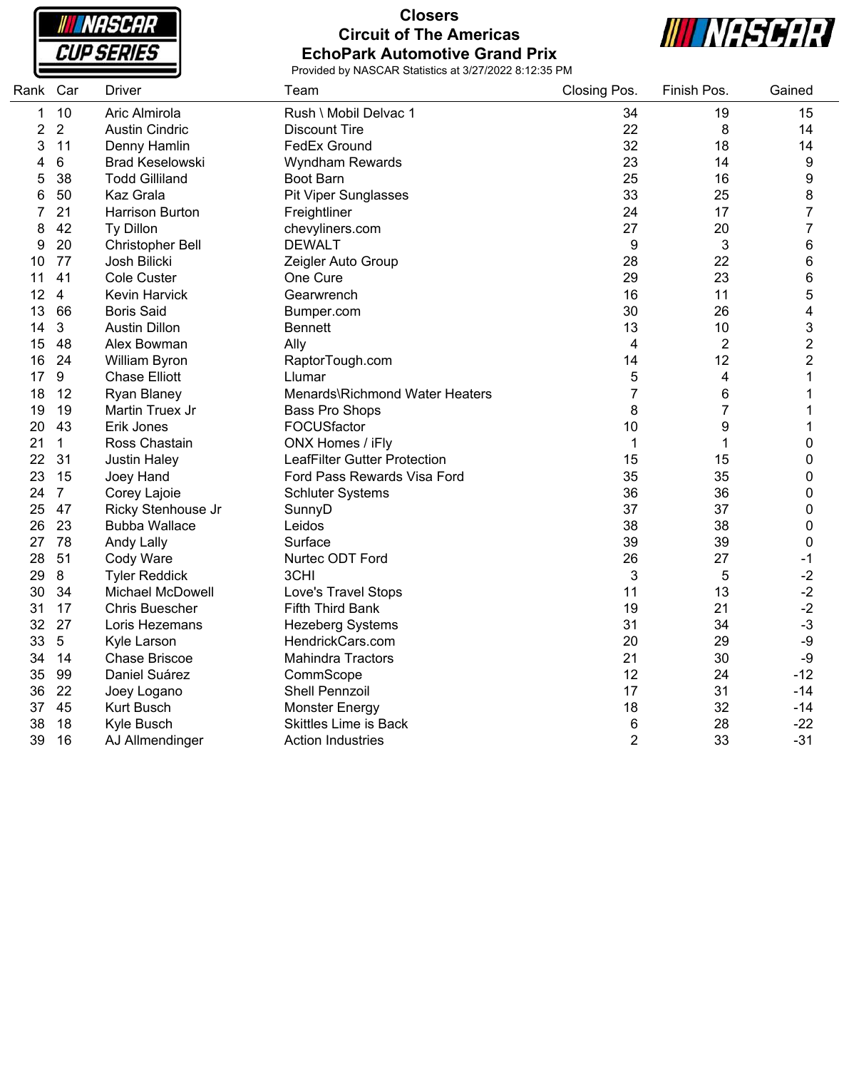# Closers
## Circuit of The Americas
## EchoPark Automotive Grand Prix

Provided by NASCAR Statistics at 3/27/2022 8:12:35 PM

| Rank | Car | Driver | Team | Closing Pos. | Finish Pos. | Gained |
|---|---|---|---|---|---|---|
| 1 | 10 | Aric Almirola | Rush \ Mobil Delvac 1 | 34 | 19 | 15 |
| 2 | 2 | Austin Cindric | Discount Tire | 22 | 8 | 14 |
| 3 | 11 | Denny Hamlin | FedEx Ground | 32 | 18 | 14 |
| 4 | 6 | Brad Keselowski | Wyndham Rewards | 23 | 14 | 9 |
| 5 | 38 | Todd Gilliland | Boot Barn | 25 | 16 | 9 |
| 6 | 50 | Kaz Grala | Pit Viper Sunglasses | 33 | 25 | 8 |
| 7 | 21 | Harrison Burton | Freightliner | 24 | 17 | 7 |
| 8 | 42 | Ty Dillon | chevyliners.com | 27 | 20 | 7 |
| 9 | 20 | Christopher Bell | DEWALT | 9 | 3 | 6 |
| 10 | 77 | Josh Bilicki | Zeigler Auto Group | 28 | 22 | 6 |
| 11 | 41 | Cole Custer | One Cure | 29 | 23 | 6 |
| 12 | 4 | Kevin Harvick | Gearwrench | 16 | 11 | 5 |
| 13 | 66 | Boris Said | Bumper.com | 30 | 26 | 4 |
| 14 | 3 | Austin Dillon | Bennett | 13 | 10 | 3 |
| 15 | 48 | Alex Bowman | Ally | 4 | 2 | 2 |
| 16 | 24 | William Byron | RaptorTough.com | 14 | 12 | 2 |
| 17 | 9 | Chase Elliott | Llumar | 5 | 4 | 1 |
| 18 | 12 | Ryan Blaney | Menards\Richmond Water Heaters | 7 | 6 | 1 |
| 19 | 19 | Martin Truex Jr | Bass Pro Shops | 8 | 7 | 1 |
| 20 | 43 | Erik Jones | FOCUSfactor | 10 | 9 | 1 |
| 21 | 1 | Ross Chastain | ONX Homes / iFly | 1 | 1 | 0 |
| 22 | 31 | Justin Haley | LeafFilter Gutter Protection | 15 | 15 | 0 |
| 23 | 15 | Joey Hand | Ford Pass Rewards Visa Ford | 35 | 35 | 0 |
| 24 | 7 | Corey Lajoie | Schluter Systems | 36 | 36 | 0 |
| 25 | 47 | Ricky Stenhouse Jr | SunnyD | 37 | 37 | 0 |
| 26 | 23 | Bubba Wallace | Leidos | 38 | 38 | 0 |
| 27 | 78 | Andy Lally | Surface | 39 | 39 | 0 |
| 28 | 51 | Cody Ware | Nurtec ODT Ford | 26 | 27 | -1 |
| 29 | 8 | Tyler Reddick | 3CHI | 3 | 5 | -2 |
| 30 | 34 | Michael McDowell | Love's Travel Stops | 11 | 13 | -2 |
| 31 | 17 | Chris Buescher | Fifth Third Bank | 19 | 21 | -2 |
| 32 | 27 | Loris Hezemans | Hezeberg Systems | 31 | 34 | -3 |
| 33 | 5 | Kyle Larson | HendrickCars.com | 20 | 29 | -9 |
| 34 | 14 | Chase Briscoe | Mahindra Tractors | 21 | 30 | -9 |
| 35 | 99 | Daniel Suárez | CommScope | 12 | 24 | -12 |
| 36 | 22 | Joey Logano | Shell Pennzoil | 17 | 31 | -14 |
| 37 | 45 | Kurt Busch | Monster Energy | 18 | 32 | -14 |
| 38 | 18 | Kyle Busch | Skittles Lime is Back | 6 | 28 | -22 |
| 39 | 16 | AJ Allmendinger | Action Industries | 2 | 33 | -31 |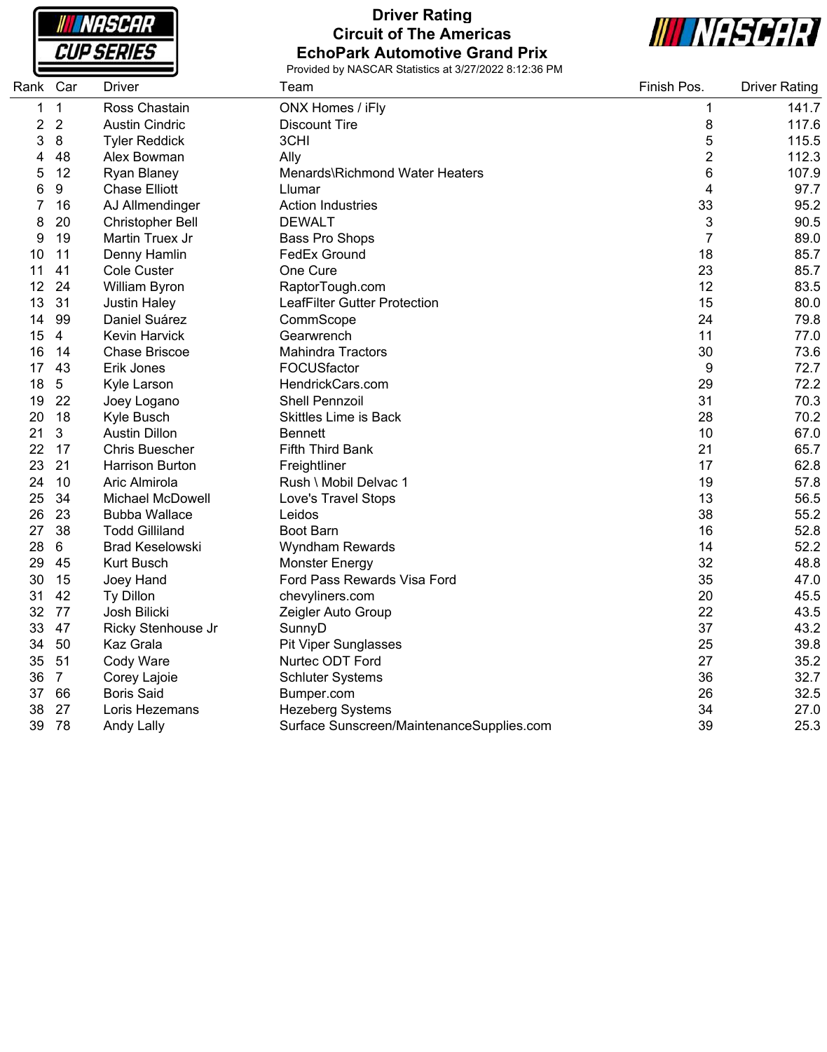# Driver Rating
## Circuit of The Americas
## EchoPark Automotive Grand Prix

Provided by NASCAR Statistics at 3/27/2022 8:12:36 PM

| Rank | Car | Driver | Team | Finish Pos. | Driver Rating |
|---|---|---|---|---|---|
| 1 | 1 | Ross Chastain | ONX Homes / iFly | 1 | 141.7 |
| 2 | 2 | Austin Cindric | Discount Tire | 8 | 117.6 |
| 3 | 8 | Tyler Reddick | 3CHI | 5 | 115.5 |
| 4 | 48 | Alex Bowman | Ally | 2 | 112.3 |
| 5 | 12 | Ryan Blaney | Menards\Richmond Water Heaters | 6 | 107.9 |
| 6 | 9 | Chase Elliott | Llumar | 4 | 97.7 |
| 7 | 16 | AJ Allmendinger | Action Industries | 33 | 95.2 |
| 8 | 20 | Christopher Bell | DEWALT | 3 | 90.5 |
| 9 | 19 | Martin Truex Jr | Bass Pro Shops | 7 | 89.0 |
| 10 | 11 | Denny Hamlin | FedEx Ground | 18 | 85.7 |
| 11 | 41 | Cole Custer | One Cure | 23 | 85.7 |
| 12 | 24 | William Byron | RaptorTough.com | 12 | 83.5 |
| 13 | 31 | Justin Haley | LeafFilter Gutter Protection | 15 | 80.0 |
| 14 | 99 | Daniel Suárez | CommScope | 24 | 79.8 |
| 15 | 4 | Kevin Harvick | Gearwrench | 11 | 77.0 |
| 16 | 14 | Chase Briscoe | Mahindra Tractors | 30 | 73.6 |
| 17 | 43 | Erik Jones | FOCUSfactor | 9 | 72.7 |
| 18 | 5 | Kyle Larson | HendrickCars.com | 29 | 72.2 |
| 19 | 22 | Joey Logano | Shell Pennzoil | 31 | 70.3 |
| 20 | 18 | Kyle Busch | Skittles Lime is Back | 28 | 70.2 |
| 21 | 3 | Austin Dillon | Bennett | 10 | 67.0 |
| 22 | 17 | Chris Buescher | Fifth Third Bank | 21 | 65.7 |
| 23 | 21 | Harrison Burton | Freightliner | 17 | 62.8 |
| 24 | 10 | Aric Almirola | Rush \ Mobil Delvac 1 | 19 | 57.8 |
| 25 | 34 | Michael McDowell | Love's Travel Stops | 13 | 56.5 |
| 26 | 23 | Bubba Wallace | Leidos | 38 | 55.2 |
| 27 | 38 | Todd Gilliland | Boot Barn | 16 | 52.8 |
| 28 | 6 | Brad Keselowski | Wyndham Rewards | 14 | 52.2 |
| 29 | 45 | Kurt Busch | Monster Energy | 32 | 48.8 |
| 30 | 15 | Joey Hand | Ford Pass Rewards Visa Ford | 35 | 47.0 |
| 31 | 42 | Ty Dillon | chevyliners.com | 20 | 45.5 |
| 32 | 77 | Josh Bilicki | Zeigler Auto Group | 22 | 43.5 |
| 33 | 47 | Ricky Stenhouse Jr | SunnyD | 37 | 43.2 |
| 34 | 50 | Kaz Grala | Pit Viper Sunglasses | 25 | 39.8 |
| 35 | 51 | Cody Ware | Nurtec ODT Ford | 27 | 35.2 |
| 36 | 7 | Corey Lajoie | Schluter Systems | 36 | 32.7 |
| 37 | 66 | Boris Said | Bumper.com | 26 | 32.5 |
| 38 | 27 | Loris Hezemans | Hezeberg Systems | 34 | 27.0 |
| 39 | 78 | Andy Lally | Surface Sunscreen/MaintenanceSupplies.com | 39 | 25.3 |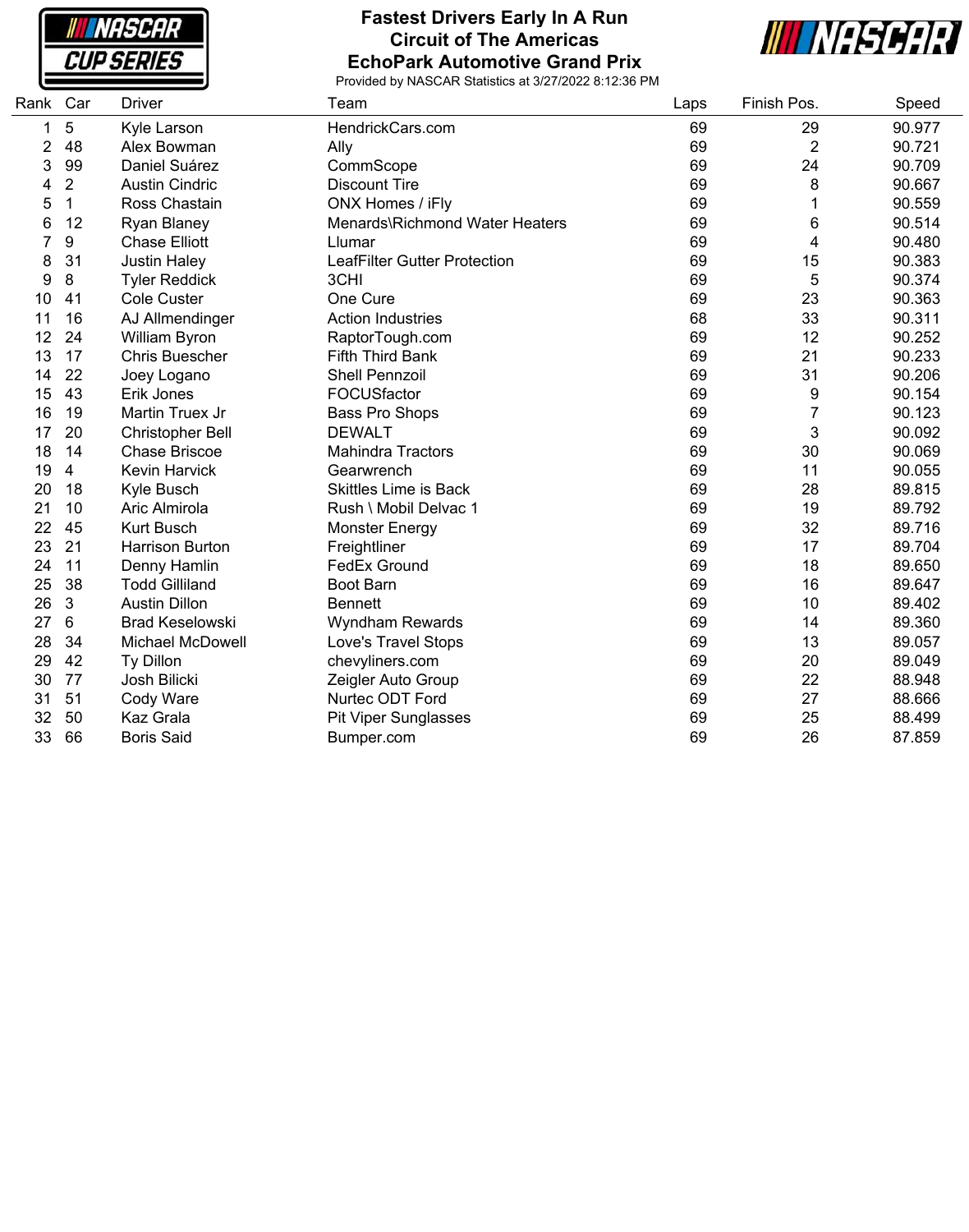# Fastest Drivers Early In A Run
## Circuit of The Americas
## EchoPark Automotive Grand Prix

Provided by NASCAR Statistics at 3/27/2022 8:12:36 PM

| Rank | Car | Driver | Team | Laps | Finish Pos. | Speed |
|---|---|---|---|---|---|---|
| 1 | 5 | Kyle Larson | HendrickCars.com | 69 | 29 | 90.977 |
| 2 | 48 | Alex Bowman | Ally | 69 | 2 | 90.721 |
| 3 | 99 | Daniel Suárez | CommScope | 69 | 24 | 90.709 |
| 4 | 2 | Austin Cindric | Discount Tire | 69 | 8 | 90.667 |
| 5 | 1 | Ross Chastain | ONX Homes / iFly | 69 | 1 | 90.559 |
| 6 | 12 | Ryan Blaney | Menards\Richmond Water Heaters | 69 | 6 | 90.514 |
| 7 | 9 | Chase Elliott | Llumar | 69 | 4 | 90.480 |
| 8 | 31 | Justin Haley | LeafFilter Gutter Protection | 69 | 15 | 90.383 |
| 9 | 8 | Tyler Reddick | 3CHI | 69 | 5 | 90.374 |
| 10 | 41 | Cole Custer | One Cure | 69 | 23 | 90.363 |
| 11 | 16 | AJ Allmendinger | Action Industries | 68 | 33 | 90.311 |
| 12 | 24 | William Byron | RaptorTough.com | 69 | 12 | 90.252 |
| 13 | 17 | Chris Buescher | Fifth Third Bank | 69 | 21 | 90.233 |
| 14 | 22 | Joey Logano | Shell Pennzoil | 69 | 31 | 90.206 |
| 15 | 43 | Erik Jones | FOCUSfactor | 69 | 9 | 90.154 |
| 16 | 19 | Martin Truex Jr | Bass Pro Shops | 69 | 7 | 90.123 |
| 17 | 20 | Christopher Bell | DEWALT | 69 | 3 | 90.092 |
| 18 | 14 | Chase Briscoe | Mahindra Tractors | 69 | 30 | 90.069 |
| 19 | 4 | Kevin Harvick | Gearwrench | 69 | 11 | 90.055 |
| 20 | 18 | Kyle Busch | Skittles Lime is Back | 69 | 28 | 89.815 |
| 21 | 10 | Aric Almirola | Rush \ Mobil Delvac 1 | 69 | 19 | 89.792 |
| 22 | 45 | Kurt Busch | Monster Energy | 69 | 32 | 89.716 |
| 23 | 21 | Harrison Burton | Freightliner | 69 | 17 | 89.704 |
| 24 | 11 | Denny Hamlin | FedEx Ground | 69 | 18 | 89.650 |
| 25 | 38 | Todd Gilliland | Boot Barn | 69 | 16 | 89.647 |
| 26 | 3 | Austin Dillon | Bennett | 69 | 10 | 89.402 |
| 27 | 6 | Brad Keselowski | Wyndham Rewards | 69 | 14 | 89.360 |
| 28 | 34 | Michael McDowell | Love's Travel Stops | 69 | 13 | 89.057 |
| 29 | 42 | Ty Dillon | chevyliners.com | 69 | 20 | 89.049 |
| 30 | 77 | Josh Bilicki | Zeigler Auto Group | 69 | 22 | 88.948 |
| 31 | 51 | Cody Ware | Nurtec ODT Ford | 69 | 27 | 88.666 |
| 32 | 50 | Kaz Grala | Pit Viper Sunglasses | 69 | 25 | 88.499 |
| 33 | 66 | Boris Said | Bumper.com | 69 | 26 | 87.859 |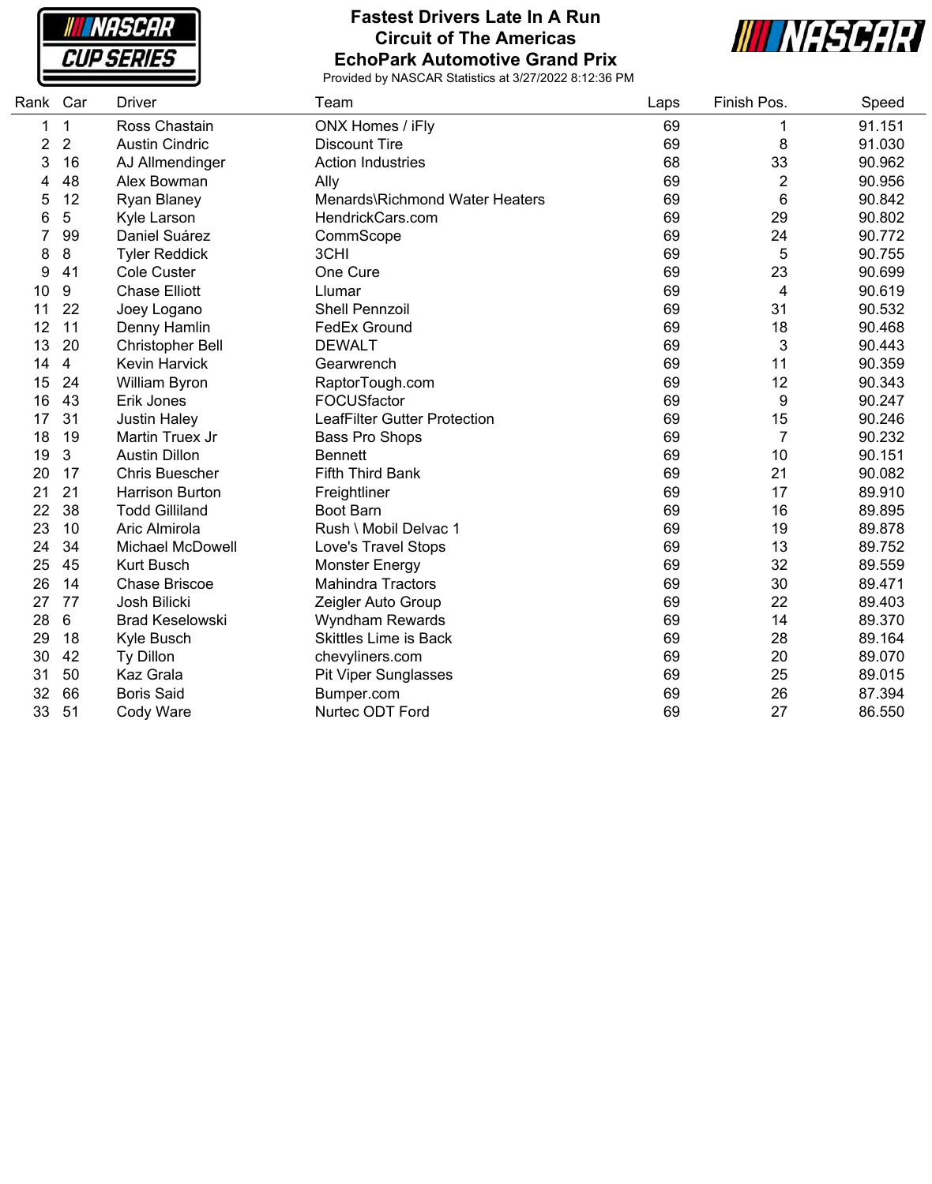# Fastest Drivers Late In A Run
## Circuit of The Americas
## EchoPark Automotive Grand Prix

Provided by NASCAR Statistics at 3/27/2022 8:12:36 PM

| Rank | Car | Driver | Team | Laps | Finish Pos. | Speed |
|---|---|---|---|---|---|---|
| 1 | 1 | Ross Chastain | ONX Homes / iFly | 69 | 1 | 91.151 |
| 2 | 2 | Austin Cindric | Discount Tire | 69 | 8 | 91.030 |
| 3 | 16 | AJ Allmendinger | Action Industries | 68 | 33 | 90.962 |
| 4 | 48 | Alex Bowman | Ally | 69 | 2 | 90.956 |
| 5 | 12 | Ryan Blaney | Menards\Richmond Water Heaters | 69 | 6 | 90.842 |
| 6 | 5 | Kyle Larson | HendrickCars.com | 69 | 29 | 90.802 |
| 7 | 99 | Daniel Suárez | CommScope | 69 | 24 | 90.772 |
| 8 | 8 | Tyler Reddick | 3CHI | 69 | 5 | 90.755 |
| 9 | 41 | Cole Custer | One Cure | 69 | 23 | 90.699 |
| 10 | 9 | Chase Elliott | Llumar | 69 | 4 | 90.619 |
| 11 | 22 | Joey Logano | Shell Pennzoil | 69 | 31 | 90.532 |
| 12 | 11 | Denny Hamlin | FedEx Ground | 69 | 18 | 90.468 |
| 13 | 20 | Christopher Bell | DEWALT | 69 | 3 | 90.443 |
| 14 | 4 | Kevin Harvick | Gearwrench | 69 | 11 | 90.359 |
| 15 | 24 | William Byron | RaptorTough.com | 69 | 12 | 90.343 |
| 16 | 43 | Erik Jones | FOCUSfactor | 69 | 9 | 90.247 |
| 17 | 31 | Justin Haley | LeafFilter Gutter Protection | 69 | 15 | 90.246 |
| 18 | 19 | Martin Truex Jr | Bass Pro Shops | 69 | 7 | 90.232 |
| 19 | 3 | Austin Dillon | Bennett | 69 | 10 | 90.151 |
| 20 | 17 | Chris Buescher | Fifth Third Bank | 69 | 21 | 90.082 |
| 21 | 21 | Harrison Burton | Freightliner | 69 | 17 | 89.910 |
| 22 | 38 | Todd Gilliland | Boot Barn | 69 | 16 | 89.895 |
| 23 | 10 | Aric Almirola | Rush \ Mobil Delvac 1 | 69 | 19 | 89.878 |
| 24 | 34 | Michael McDowell | Love's Travel Stops | 69 | 13 | 89.752 |
| 25 | 45 | Kurt Busch | Monster Energy | 69 | 32 | 89.559 |
| 26 | 14 | Chase Briscoe | Mahindra Tractors | 69 | 30 | 89.471 |
| 27 | 77 | Josh Bilicki | Zeigler Auto Group | 69 | 22 | 89.403 |
| 28 | 6 | Brad Keselowski | Wyndham Rewards | 69 | 14 | 89.370 |
| 29 | 18 | Kyle Busch | Skittles Lime is Back | 69 | 28 | 89.164 |
| 30 | 42 | Ty Dillon | chevyliners.com | 69 | 20 | 89.070 |
| 31 | 50 | Kaz Grala | Pit Viper Sunglasses | 69 | 25 | 89.015 |
| 32 | 66 | Boris Said | Bumper.com | 69 | 26 | 87.394 |
| 33 | 51 | Cody Ware | Nurtec ODT Ford | 69 | 27 | 86.550 |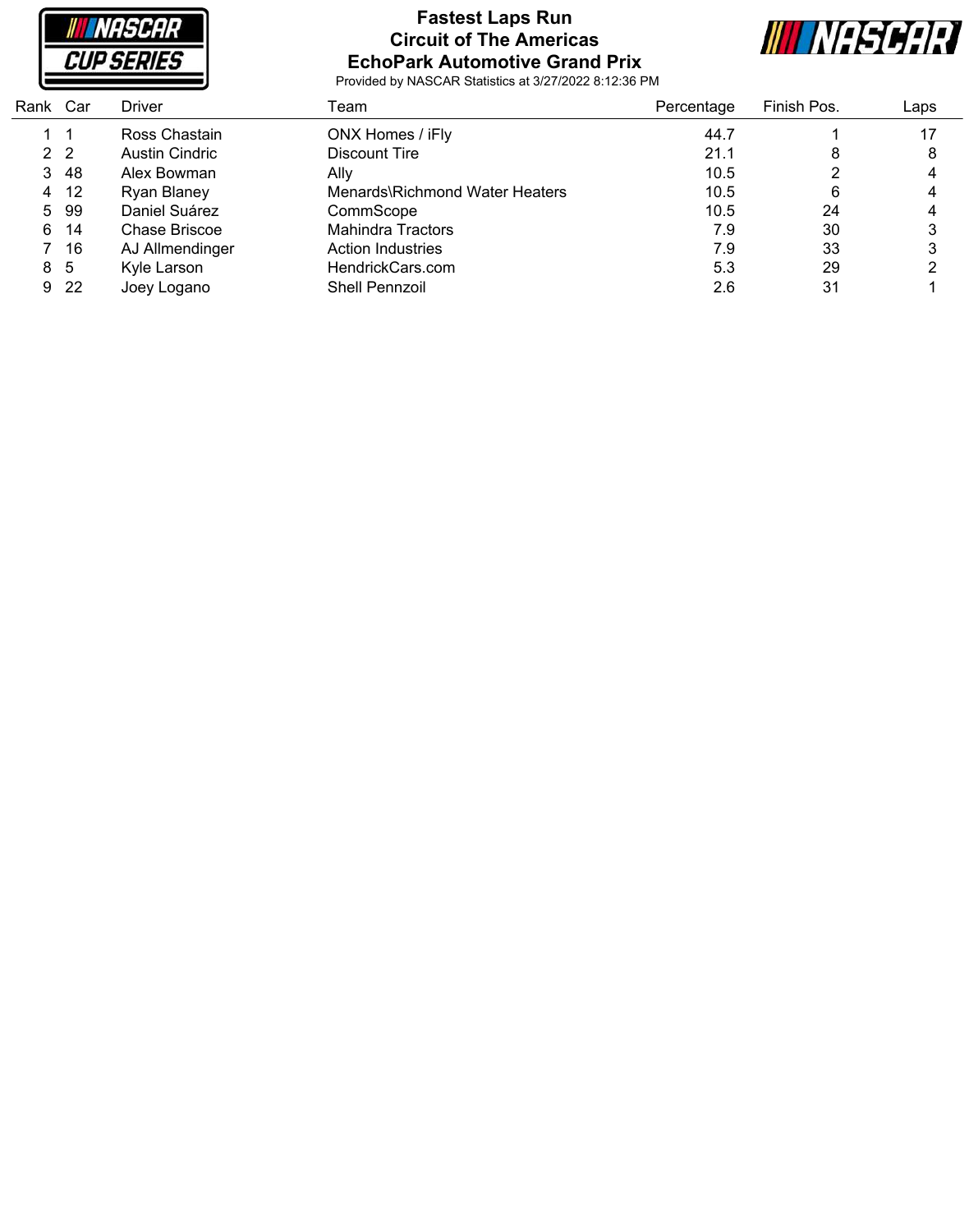# Fastest Laps Run
## Circuit of The Americas
## EchoPark Automotive Grand Prix

Provided by NASCAR Statistics at 3/27/2022 8:12:36 PM

| Rank | Car | Driver | Team | Percentage | Finish Pos. | Laps |
|---|---|---|---|---|---|---|
| 1 | 1 | Ross Chastain | ONX Homes / iFly | 44.7 | 1 | 17 |
| 2 | 2 | Austin Cindric | Discount Tire | 21.1 | 8 | 8 |
| 3 | 48 | Alex Bowman | Ally | 10.5 | 2 | 4 |
| 4 | 12 | Ryan Blaney | Menards\Richmond Water Heaters | 10.5 | 6 | 4 |
| 5 | 99 | Daniel Suárez | CommScope | 10.5 | 24 | 4 |
| 6 | 14 | Chase Briscoe | Mahindra Tractors | 7.9 | 30 | 3 |
| 7 | 16 | AJ Allmendinger | Action Industries | 7.9 | 33 | 3 |
| 8 | 5 | Kyle Larson | HendrickCars.com | 5.3 | 29 | 2 |
| 9 | 22 | Joey Logano | Shell Pennzoil | 2.6 | 31 | 1 |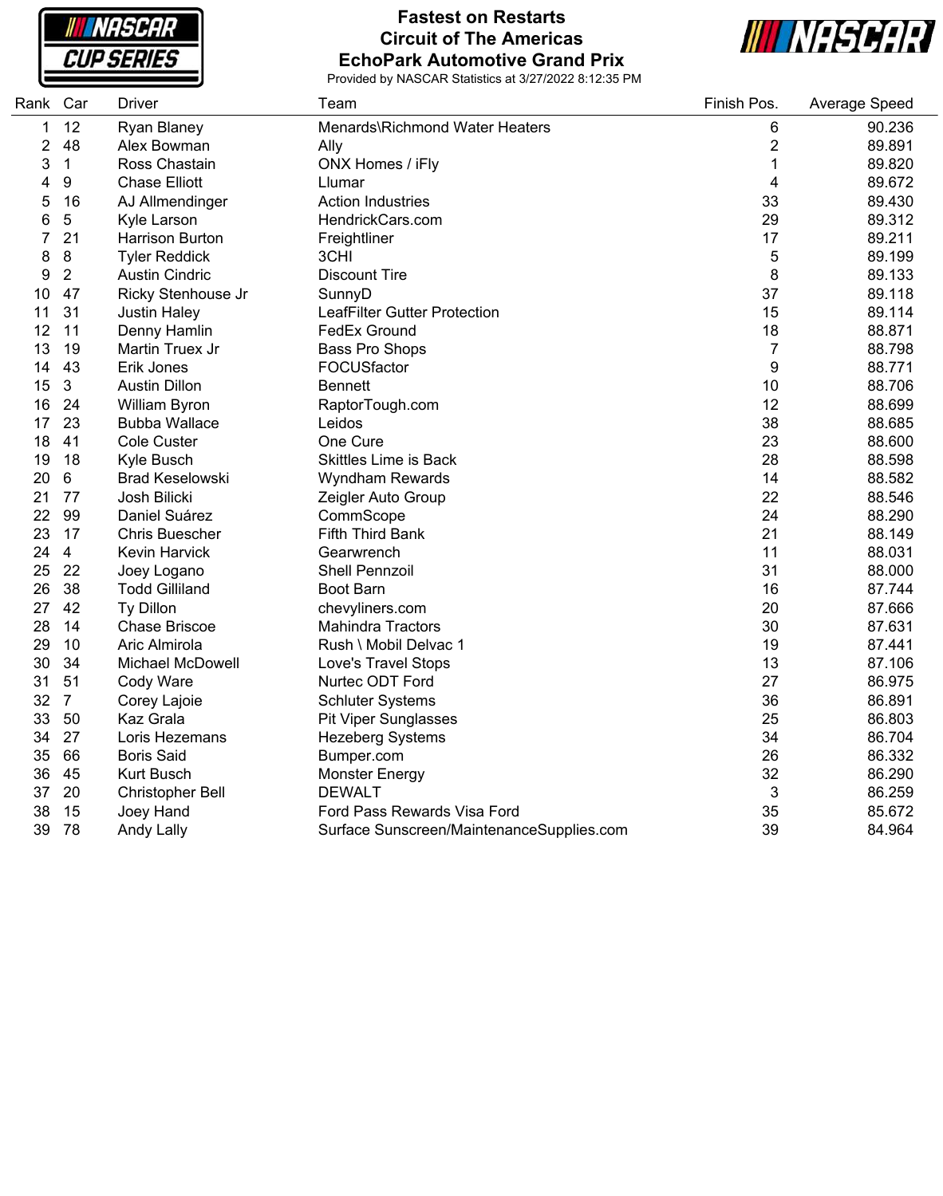# Fastest on Restarts
## Circuit of The Americas
## EchoPark Automotive Grand Prix

Provided by NASCAR Statistics at 3/27/2022 8:12:35 PM

| Rank | Car | Driver | Team | Finish Pos. | Average Speed |
|---|---|---|---|---|---|
| 1 | 12 | Ryan Blaney | Menards\Richmond Water Heaters | 6 | 90.236 |
| 2 | 48 | Alex Bowman | Ally | 2 | 89.891 |
| 3 | 1 | Ross Chastain | ONX Homes / iFly | 1 | 89.820 |
| 4 | 9 | Chase Elliott | Llumar | 4 | 89.672 |
| 5 | 16 | AJ Allmendinger | Action Industries | 33 | 89.430 |
| 6 | 5 | Kyle Larson | HendrickCars.com | 29 | 89.312 |
| 7 | 21 | Harrison Burton | Freightliner | 17 | 89.211 |
| 8 | 8 | Tyler Reddick | 3CHI | 5 | 89.199 |
| 9 | 2 | Austin Cindric | Discount Tire | 8 | 89.133 |
| 10 | 47 | Ricky Stenhouse Jr | SunnyD | 37 | 89.118 |
| 11 | 31 | Justin Haley | LeafFilter Gutter Protection | 15 | 89.114 |
| 12 | 11 | Denny Hamlin | FedEx Ground | 18 | 88.871 |
| 13 | 19 | Martin Truex Jr | Bass Pro Shops | 7 | 88.798 |
| 14 | 43 | Erik Jones | FOCUSfactor | 9 | 88.771 |
| 15 | 3 | Austin Dillon | Bennett | 10 | 88.706 |
| 16 | 24 | William Byron | RaptorTough.com | 12 | 88.699 |
| 17 | 23 | Bubba Wallace | Leidos | 38 | 88.685 |
| 18 | 41 | Cole Custer | One Cure | 23 | 88.600 |
| 19 | 18 | Kyle Busch | Skittles Lime is Back | 28 | 88.598 |
| 20 | 6 | Brad Keselowski | Wyndham Rewards | 14 | 88.582 |
| 21 | 77 | Josh Bilicki | Zeigler Auto Group | 22 | 88.546 |
| 22 | 99 | Daniel Suárez | CommScope | 24 | 88.290 |
| 23 | 17 | Chris Buescher | Fifth Third Bank | 21 | 88.149 |
| 24 | 4 | Kevin Harvick | Gearwrench | 11 | 88.031 |
| 25 | 22 | Joey Logano | Shell Pennzoil | 31 | 88.000 |
| 26 | 38 | Todd Gilliland | Boot Barn | 16 | 87.744 |
| 27 | 42 | Ty Dillon | chevyliners.com | 20 | 87.666 |
| 28 | 14 | Chase Briscoe | Mahindra Tractors | 30 | 87.631 |
| 29 | 10 | Aric Almirola | Rush \ Mobil Delvac 1 | 19 | 87.441 |
| 30 | 34 | Michael McDowell | Love's Travel Stops | 13 | 87.106 |
| 31 | 51 | Cody Ware | Nurtec ODT Ford | 27 | 86.975 |
| 32 | 7 | Corey Lajoie | Schluter Systems | 36 | 86.891 |
| 33 | 50 | Kaz Grala | Pit Viper Sunglasses | 25 | 86.803 |
| 34 | 27 | Loris Hezemans | Hezeberg Systems | 34 | 86.704 |
| 35 | 66 | Boris Said | Bumper.com | 26 | 86.332 |
| 36 | 45 | Kurt Busch | Monster Energy | 32 | 86.290 |
| 37 | 20 | Christopher Bell | DEWALT | 3 | 86.259 |
| 38 | 15 | Joey Hand | Ford Pass Rewards Visa Ford | 35 | 85.672 |
| 39 | 78 | Andy Lally | Surface Sunscreen/MaintenanceSupplies.com | 39 | 84.964 |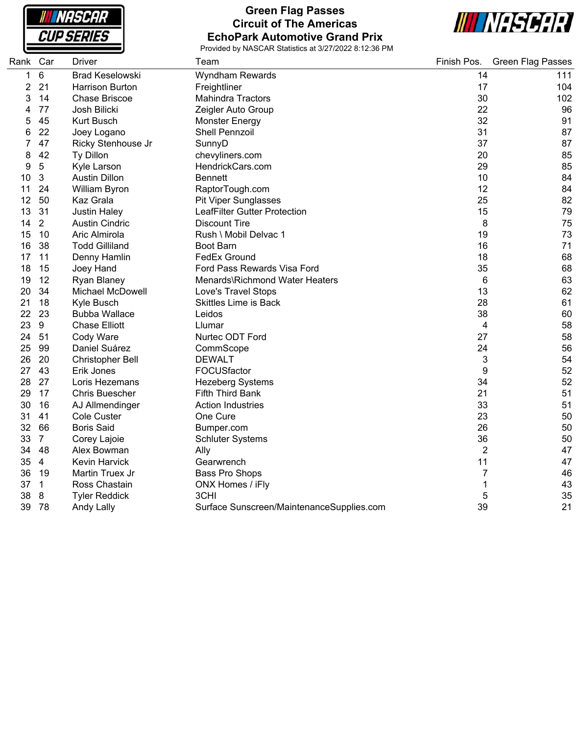# Green Flag Passes
## Circuit of The Americas
## EchoPark Automotive Grand Prix

Provided by NASCAR Statistics at 3/27/2022 8:12:36 PM

| Rank | Car | Driver | Team | Finish Pos. | Green Flag Passes |
|---|---|---|---|---|---|
| 1 | 6 | Brad Keselowski | Wyndham Rewards | 14 | 111 |
| 2 | 21 | Harrison Burton | Freightliner | 17 | 104 |
| 3 | 14 | Chase Briscoe | Mahindra Tractors | 30 | 102 |
| 4 | 77 | Josh Bilicki | Zeigler Auto Group | 22 | 96 |
| 5 | 45 | Kurt Busch | Monster Energy | 32 | 91 |
| 6 | 22 | Joey Logano | Shell Pennzoil | 31 | 87 |
| 7 | 47 | Ricky Stenhouse Jr | SunnyD | 37 | 87 |
| 8 | 42 | Ty Dillon | chevyliners.com | 20 | 85 |
| 9 | 5 | Kyle Larson | HendrickCars.com | 29 | 85 |
| 10 | 3 | Austin Dillon | Bennett | 10 | 84 |
| 11 | 24 | William Byron | RaptorTough.com | 12 | 84 |
| 12 | 50 | Kaz Grala | Pit Viper Sunglasses | 25 | 82 |
| 13 | 31 | Justin Haley | LeafFilter Gutter Protection | 15 | 79 |
| 14 | 2 | Austin Cindric | Discount Tire | 8 | 75 |
| 15 | 10 | Aric Almirola | Rush \ Mobil Delvac 1 | 19 | 73 |
| 16 | 38 | Todd Gilliland | Boot Barn | 16 | 71 |
| 17 | 11 | Denny Hamlin | FedEx Ground | 18 | 68 |
| 18 | 15 | Joey Hand | Ford Pass Rewards Visa Ford | 35 | 68 |
| 19 | 12 | Ryan Blaney | Menards\Richmond Water Heaters | 6 | 63 |
| 20 | 34 | Michael McDowell | Love's Travel Stops | 13 | 62 |
| 21 | 18 | Kyle Busch | Skittles Lime is Back | 28 | 61 |
| 22 | 23 | Bubba Wallace | Leidos | 38 | 60 |
| 23 | 9 | Chase Elliott | Llumar | 4 | 58 |
| 24 | 51 | Cody Ware | Nurtec ODT Ford | 27 | 58 |
| 25 | 99 | Daniel Suárez | CommScope | 24 | 56 |
| 26 | 20 | Christopher Bell | DEWALT | 3 | 54 |
| 27 | 43 | Erik Jones | FOCUSfactor | 9 | 52 |
| 28 | 27 | Loris Hezemans | Hezeberg Systems | 34 | 52 |
| 29 | 17 | Chris Buescher | Fifth Third Bank | 21 | 51 |
| 30 | 16 | AJ Allmendinger | Action Industries | 33 | 51 |
| 31 | 41 | Cole Custer | One Cure | 23 | 50 |
| 32 | 66 | Boris Said | Bumper.com | 26 | 50 |
| 33 | 7 | Corey Lajoie | Schluter Systems | 36 | 50 |
| 34 | 48 | Alex Bowman | Ally | 2 | 47 |
| 35 | 4 | Kevin Harvick | Gearwrench | 11 | 47 |
| 36 | 19 | Martin Truex Jr | Bass Pro Shops | 7 | 46 |
| 37 | 1 | Ross Chastain | ONX Homes / iFly | 1 | 43 |
| 38 | 8 | Tyler Reddick | 3CHI | 5 | 35 |
| 39 | 78 | Andy Lally | Surface Sunscreen/MaintenanceSupplies.com | 39 | 21 |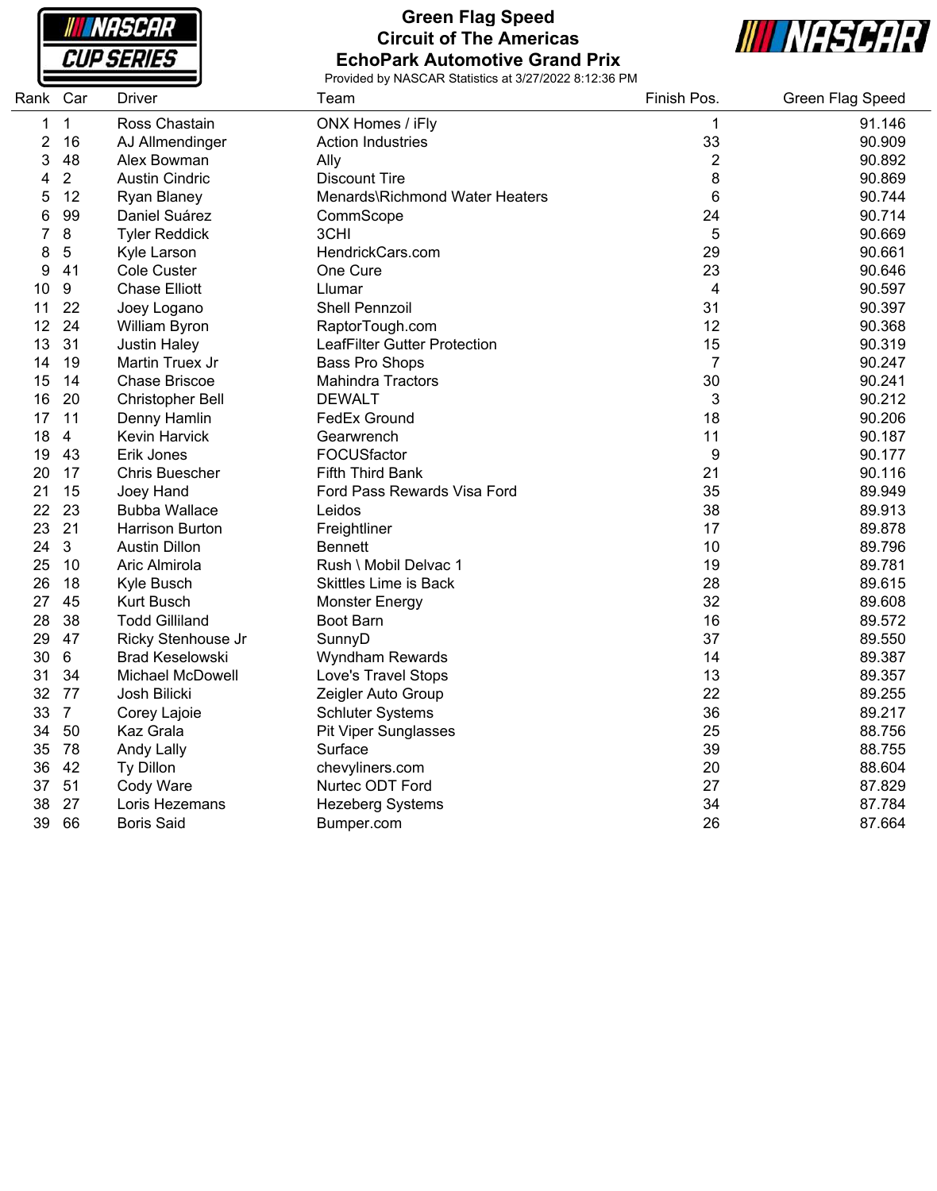# Green Flag Speed
## Circuit of The Americas
## EchoPark Automotive Grand Prix

Provided by NASCAR Statistics at 3/27/2022 8:12:36 PM

| Rank | Car | Driver | Team | Finish Pos. | Green Flag Speed |
|---|---|---|---|---|---|
| 1 | 1 | Ross Chastain | ONX Homes / iFly | 1 | 91.146 |
| 2 | 16 | AJ Allmendinger | Action Industries | 33 | 90.909 |
| 3 | 48 | Alex Bowman | Ally | 2 | 90.892 |
| 4 | 2 | Austin Cindric | Discount Tire | 8 | 90.869 |
| 5 | 12 | Ryan Blaney | Menards\Richmond Water Heaters | 6 | 90.744 |
| 6 | 99 | Daniel Suárez | CommScope | 24 | 90.714 |
| 7 | 8 | Tyler Reddick | 3CHI | 5 | 90.669 |
| 8 | 5 | Kyle Larson | HendrickCars.com | 29 | 90.661 |
| 9 | 41 | Cole Custer | One Cure | 23 | 90.646 |
| 10 | 9 | Chase Elliott | Llumar | 4 | 90.597 |
| 11 | 22 | Joey Logano | Shell Pennzoil | 31 | 90.397 |
| 12 | 24 | William Byron | RaptorTough.com | 12 | 90.368 |
| 13 | 31 | Justin Haley | LeafFilter Gutter Protection | 15 | 90.319 |
| 14 | 19 | Martin Truex Jr | Bass Pro Shops | 7 | 90.247 |
| 15 | 14 | Chase Briscoe | Mahindra Tractors | 30 | 90.241 |
| 16 | 20 | Christopher Bell | DEWALT | 3 | 90.212 |
| 17 | 11 | Denny Hamlin | FedEx Ground | 18 | 90.206 |
| 18 | 4 | Kevin Harvick | Gearwrench | 11 | 90.187 |
| 19 | 43 | Erik Jones | FOCUSfactor | 9 | 90.177 |
| 20 | 17 | Chris Buescher | Fifth Third Bank | 21 | 90.116 |
| 21 | 15 | Joey Hand | Ford Pass Rewards Visa Ford | 35 | 89.949 |
| 22 | 23 | Bubba Wallace | Leidos | 38 | 89.913 |
| 23 | 21 | Harrison Burton | Freightliner | 17 | 89.878 |
| 24 | 3 | Austin Dillon | Bennett | 10 | 89.796 |
| 25 | 10 | Aric Almirola | Rush \ Mobil Delvac 1 | 19 | 89.781 |
| 26 | 18 | Kyle Busch | Skittles Lime is Back | 28 | 89.615 |
| 27 | 45 | Kurt Busch | Monster Energy | 32 | 89.608 |
| 28 | 38 | Todd Gilliland | Boot Barn | 16 | 89.572 |
| 29 | 47 | Ricky Stenhouse Jr | SunnyD | 37 | 89.550 |
| 30 | 6 | Brad Keselowski | Wyndham Rewards | 14 | 89.387 |
| 31 | 34 | Michael McDowell | Love's Travel Stops | 13 | 89.357 |
| 32 | 77 | Josh Bilicki | Zeigler Auto Group | 22 | 89.255 |
| 33 | 7 | Corey Lajoie | Schluter Systems | 36 | 89.217 |
| 34 | 50 | Kaz Grala | Pit Viper Sunglasses | 25 | 88.756 |
| 35 | 78 | Andy Lally | Surface | 39 | 88.755 |
| 36 | 42 | Ty Dillon | chevyliners.com | 20 | 88.604 |
| 37 | 51 | Cody Ware | Nurtec ODT Ford | 27 | 87.829 |
| 38 | 27 | Loris Hezemans | Hezeberg Systems | 34 | 87.784 |
| 39 | 66 | Boris Said | Bumper.com | 26 | 87.664 |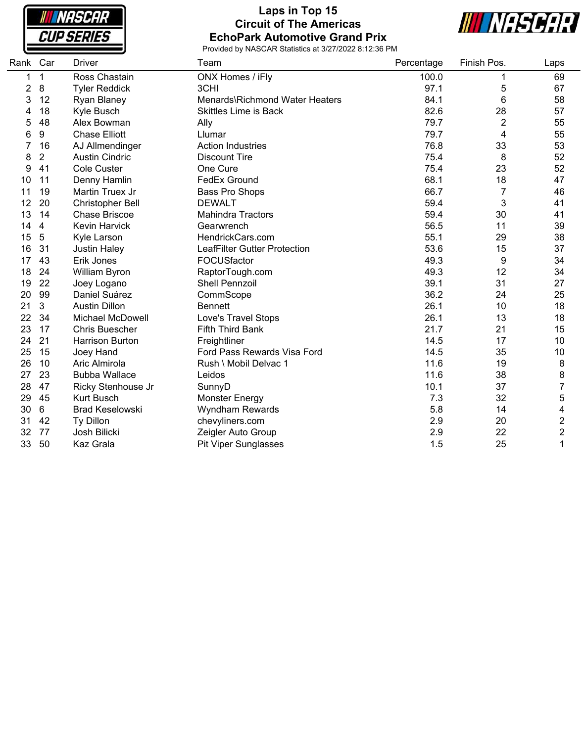# Laps in Top 15
## Circuit of The Americas
## EchoPark Automotive Grand Prix

Provided by NASCAR Statistics at 3/27/2022 8:12:36 PM

| Rank | Car | Driver | Team | Percentage | Finish Pos. | Laps |
|---|---|---|---|---|---|---|
| 1 | 1 | Ross Chastain | ONX Homes / iFly | 100.0 | 1 | 69 |
| 2 | 8 | Tyler Reddick | 3CHI | 97.1 | 5 | 67 |
| 3 | 12 | Ryan Blaney | Menards\Richmond Water Heaters | 84.1 | 6 | 58 |
| 4 | 18 | Kyle Busch | Skittles Lime is Back | 82.6 | 28 | 57 |
| 5 | 48 | Alex Bowman | Ally | 79.7 | 2 | 55 |
| 6 | 9 | Chase Elliott | Llumar | 79.7 | 4 | 55 |
| 7 | 16 | AJ Allmendinger | Action Industries | 76.8 | 33 | 53 |
| 8 | 2 | Austin Cindric | Discount Tire | 75.4 | 8 | 52 |
| 9 | 41 | Cole Custer | One Cure | 75.4 | 23 | 52 |
| 10 | 11 | Denny Hamlin | FedEx Ground | 68.1 | 18 | 47 |
| 11 | 19 | Martin Truex Jr | Bass Pro Shops | 66.7 | 7 | 46 |
| 12 | 20 | Christopher Bell | DEWALT | 59.4 | 3 | 41 |
| 13 | 14 | Chase Briscoe | Mahindra Tractors | 59.4 | 30 | 41 |
| 14 | 4 | Kevin Harvick | Gearwrench | 56.5 | 11 | 39 |
| 15 | 5 | Kyle Larson | HendrickCars.com | 55.1 | 29 | 38 |
| 16 | 31 | Justin Haley | LeafFilter Gutter Protection | 53.6 | 15 | 37 |
| 17 | 43 | Erik Jones | FOCUSfactor | 49.3 | 9 | 34 |
| 18 | 24 | William Byron | RaptorTough.com | 49.3 | 12 | 34 |
| 19 | 22 | Joey Logano | Shell Pennzoil | 39.1 | 31 | 27 |
| 20 | 99 | Daniel Suárez | CommScope | 36.2 | 24 | 25 |
| 21 | 3 | Austin Dillon | Bennett | 26.1 | 10 | 18 |
| 22 | 34 | Michael McDowell | Love's Travel Stops | 26.1 | 13 | 18 |
| 23 | 17 | Chris Buescher | Fifth Third Bank | 21.7 | 21 | 15 |
| 24 | 21 | Harrison Burton | Freightliner | 14.5 | 17 | 10 |
| 25 | 15 | Joey Hand | Ford Pass Rewards Visa Ford | 14.5 | 35 | 10 |
| 26 | 10 | Aric Almirola | Rush \ Mobil Delvac 1 | 11.6 | 19 | 8 |
| 27 | 23 | Bubba Wallace | Leidos | 11.6 | 38 | 8 |
| 28 | 47 | Ricky Stenhouse Jr | SunnyD | 10.1 | 37 | 7 |
| 29 | 45 | Kurt Busch | Monster Energy | 7.3 | 32 | 5 |
| 30 | 6 | Brad Keselowski | Wyndham Rewards | 5.8 | 14 | 4 |
| 31 | 42 | Ty Dillon | chevyliners.com | 2.9 | 20 | 2 |
| 32 | 77 | Josh Bilicki | Zeigler Auto Group | 2.9 | 22 | 2 |
| 33 | 50 | Kaz Grala | Pit Viper Sunglasses | 1.5 | 25 | 1 |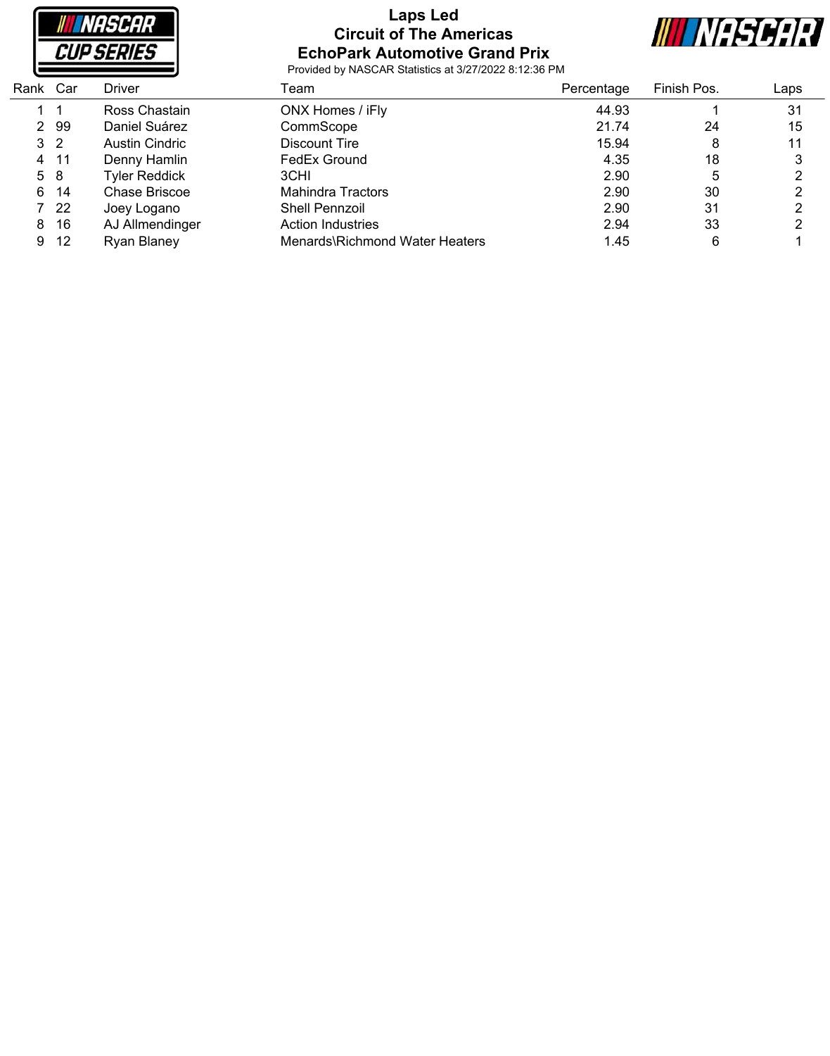# Laps Led
## Circuit of The Americas
## EchoPark Automotive Grand Prix

Provided by NASCAR Statistics at 3/27/2022 8:12:36 PM

| Rank | Car | Driver | Team | Percentage | Finish Pos. | Laps |
|---|---|---|---|---|---|---|
| 1 | 1 | Ross Chastain | ONX Homes / iFly | 44.93 | 1 | 31 |
| 2 | 99 | Daniel Suárez | CommScope | 21.74 | 24 | 15 |
| 3 | 2 | Austin Cindric | Discount Tire | 15.94 | 8 | 11 |
| 4 | 11 | Denny Hamlin | FedEx Ground | 4.35 | 18 | 3 |
| 5 | 8 | Tyler Reddick | 3CHI | 2.90 | 5 | 2 |
| 6 | 14 | Chase Briscoe | Mahindra Tractors | 2.90 | 30 | 2 |
| 7 | 22 | Joey Logano | Shell Pennzoil | 2.90 | 31 | 2 |
| 8 | 16 | AJ Allmendinger | Action Industries | 2.94 | 33 | 2 |
| 9 | 12 | Ryan Blaney | Menards\Richmond Water Heaters | 1.45 | 6 | 1 |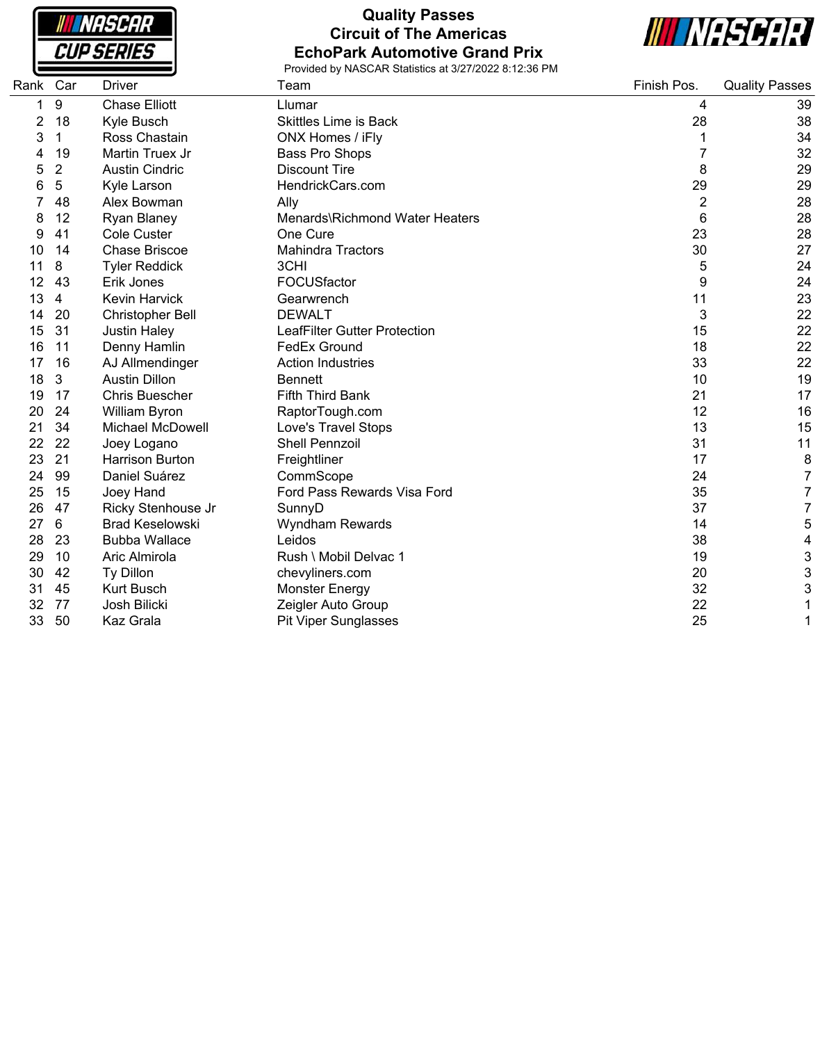# Quality Passes
## Circuit of The Americas
## EchoPark Automotive Grand Prix

Provided by NASCAR Statistics at 3/27/2022 8:12:36 PM

| Rank | Car | Driver | Team | Finish Pos. | Quality Passes |
|---|---|---|---|---|---|
| 1 | 9 | Chase Elliott | Llumar | 4 | 39 |
| 2 | 18 | Kyle Busch | Skittles Lime is Back | 28 | 38 |
| 3 | 1 | Ross Chastain | ONX Homes / iFly | 1 | 34 |
| 4 | 19 | Martin Truex Jr | Bass Pro Shops | 7 | 32 |
| 5 | 2 | Austin Cindric | Discount Tire | 8 | 29 |
| 6 | 5 | Kyle Larson | HendrickCars.com | 29 | 29 |
| 7 | 48 | Alex Bowman | Ally | 2 | 28 |
| 8 | 12 | Ryan Blaney | Menards\Richmond Water Heaters | 6 | 28 |
| 9 | 41 | Cole Custer | One Cure | 23 | 28 |
| 10 | 14 | Chase Briscoe | Mahindra Tractors | 30 | 27 |
| 11 | 8 | Tyler Reddick | 3CHI | 5 | 24 |
| 12 | 43 | Erik Jones | FOCUSfactor | 9 | 24 |
| 13 | 4 | Kevin Harvick | Gearwrench | 11 | 23 |
| 14 | 20 | Christopher Bell | DEWALT | 3 | 22 |
| 15 | 31 | Justin Haley | LeafFilter Gutter Protection | 15 | 22 |
| 16 | 11 | Denny Hamlin | FedEx Ground | 18 | 22 |
| 17 | 16 | AJ Allmendinger | Action Industries | 33 | 22 |
| 18 | 3 | Austin Dillon | Bennett | 10 | 19 |
| 19 | 17 | Chris Buescher | Fifth Third Bank | 21 | 17 |
| 20 | 24 | William Byron | RaptorTough.com | 12 | 16 |
| 21 | 34 | Michael McDowell | Love's Travel Stops | 13 | 15 |
| 22 | 22 | Joey Logano | Shell Pennzoil | 31 | 11 |
| 23 | 21 | Harrison Burton | Freightliner | 17 | 8 |
| 24 | 99 | Daniel Suárez | CommScope | 24 | 7 |
| 25 | 15 | Joey Hand | Ford Pass Rewards Visa Ford | 35 | 7 |
| 26 | 47 | Ricky Stenhouse Jr | SunnyD | 37 | 7 |
| 27 | 6 | Brad Keselowski | Wyndham Rewards | 14 | 5 |
| 28 | 23 | Bubba Wallace | Leidos | 38 | 4 |
| 29 | 10 | Aric Almirola | Rush \ Mobil Delvac 1 | 19 | 3 |
| 30 | 42 | Ty Dillon | chevyliners.com | 20 | 3 |
| 31 | 45 | Kurt Busch | Monster Energy | 32 | 3 |
| 32 | 77 | Josh Bilicki | Zeigler Auto Group | 22 | 1 |
| 33 | 50 | Kaz Grala | Pit Viper Sunglasses | 25 | 1 |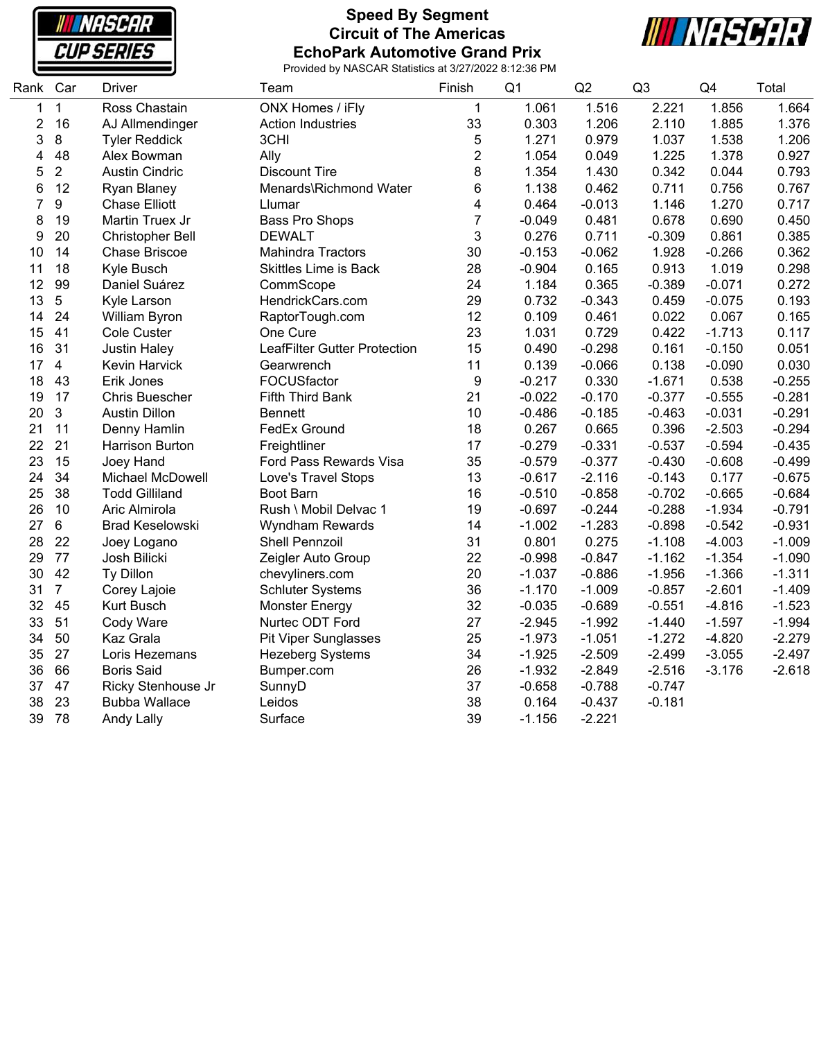# Speed By Segment
## Circuit of The Americas
## EchoPark Automotive Grand Prix

Provided by NASCAR Statistics at 3/27/2022 8:12:36 PM

| Rank | Car | Driver | Team | Finish | Q1 | Q2 | Q3 | Q4 | Total |
|---|---|---|---|---|---|---|---|---|---|
| 1 | 1 | Ross Chastain | ONX Homes / iFly | 1 | 1.061 | 1.516 | 2.221 | 1.856 | 1.664 |
| 2 | 16 | AJ Allmendinger | Action Industries | 33 | 0.303 | 1.206 | 2.110 | 1.885 | 1.376 |
| 3 | 8 | Tyler Reddick | 3CHI | 5 | 1.271 | 0.979 | 1.037 | 1.538 | 1.206 |
| 4 | 48 | Alex Bowman | Ally | 2 | 1.054 | 0.049 | 1.225 | 1.378 | 0.927 |
| 5 | 2 | Austin Cindric | Discount Tire | 8 | 1.354 | 1.430 | 0.342 | 0.044 | 0.793 |
| 6 | 12 | Ryan Blaney | Menards\Richmond Water | 6 | 1.138 | 0.462 | 0.711 | 0.756 | 0.767 |
| 7 | 9 | Chase Elliott | Llumar | 4 | 0.464 | -0.013 | 1.146 | 1.270 | 0.717 |
| 8 | 19 | Martin Truex Jr | Bass Pro Shops | 7 | -0.049 | 0.481 | 0.678 | 0.690 | 0.450 |
| 9 | 20 | Christopher Bell | DEWALT | 3 | 0.276 | 0.711 | -0.309 | 0.861 | 0.385 |
| 10 | 14 | Chase Briscoe | Mahindra Tractors | 30 | -0.153 | -0.062 | 1.928 | -0.266 | 0.362 |
| 11 | 18 | Kyle Busch | Skittles Lime is Back | 28 | -0.904 | 0.165 | 0.913 | 1.019 | 0.298 |
| 12 | 99 | Daniel Suárez | CommScope | 24 | 1.184 | 0.365 | -0.389 | -0.071 | 0.272 |
| 13 | 5 | Kyle Larson | HendrickCars.com | 29 | 0.732 | -0.343 | 0.459 | -0.075 | 0.193 |
| 14 | 24 | William Byron | RaptorTough.com | 12 | 0.109 | 0.461 | 0.022 | 0.067 | 0.165 |
| 15 | 41 | Cole Custer | One Cure | 23 | 1.031 | 0.729 | 0.422 | -1.713 | 0.117 |
| 16 | 31 | Justin Haley | LeafFilter Gutter Protection | 15 | 0.490 | -0.298 | 0.161 | -0.150 | 0.051 |
| 17 | 4 | Kevin Harvick | Gearwrench | 11 | 0.139 | -0.066 | 0.138 | -0.090 | 0.030 |
| 18 | 43 | Erik Jones | FOCUSfactor | 9 | -0.217 | 0.330 | -1.671 | 0.538 | -0.255 |
| 19 | 17 | Chris Buescher | Fifth Third Bank | 21 | -0.022 | -0.170 | -0.377 | -0.555 | -0.281 |
| 20 | 3 | Austin Dillon | Bennett | 10 | -0.486 | -0.185 | -0.463 | -0.031 | -0.291 |
| 21 | 11 | Denny Hamlin | FedEx Ground | 18 | 0.267 | 0.665 | 0.396 | -2.503 | -0.294 |
| 22 | 21 | Harrison Burton | Freightliner | 17 | -0.279 | -0.331 | -0.537 | -0.594 | -0.435 |
| 23 | 15 | Joey Hand | Ford Pass Rewards Visa | 35 | -0.579 | -0.377 | -0.430 | -0.608 | -0.499 |
| 24 | 34 | Michael McDowell | Love's Travel Stops | 13 | -0.617 | -2.116 | -0.143 | 0.177 | -0.675 |
| 25 | 38 | Todd Gilliland | Boot Barn | 16 | -0.510 | -0.858 | -0.702 | -0.665 | -0.684 |
| 26 | 10 | Aric Almirola | Rush \ Mobil Delvac 1 | 19 | -0.697 | -0.244 | -0.288 | -1.934 | -0.791 |
| 27 | 6 | Brad Keselowski | Wyndham Rewards | 14 | -1.002 | -1.283 | -0.898 | -0.542 | -0.931 |
| 28 | 22 | Joey Logano | Shell Pennzoil | 31 | 0.801 | 0.275 | -1.108 | -4.003 | -1.009 |
| 29 | 77 | Josh Bilicki | Zeigler Auto Group | 22 | -0.998 | -0.847 | -1.162 | -1.354 | -1.090 |
| 30 | 42 | Ty Dillon | chevyliners.com | 20 | -1.037 | -0.886 | -1.956 | -1.366 | -1.311 |
| 31 | 7 | Corey Lajoie | Schluter Systems | 36 | -1.170 | -1.009 | -0.857 | -2.601 | -1.409 |
| 32 | 45 | Kurt Busch | Monster Energy | 32 | -0.035 | -0.689 | -0.551 | -4.816 | -1.523 |
| 33 | 51 | Cody Ware | Nurtec ODT Ford | 27 | -2.945 | -1.992 | -1.440 | -1.597 | -1.994 |
| 34 | 50 | Kaz Grala | Pit Viper Sunglasses | 25 | -1.973 | -1.051 | -1.272 | -4.820 | -2.279 |
| 35 | 27 | Loris Hezemans | Hezeberg Systems | 34 | -1.925 | -2.509 | -2.499 | -3.055 | -2.497 |
| 36 | 66 | Boris Said | Bumper.com | 26 | -1.932 | -2.849 | -2.516 | -3.176 | -2.618 |
| 37 | 47 | Ricky Stenhouse Jr | SunnyD | 37 | -0.658 | -0.788 | -0.747 | | |
| 38 | 23 | Bubba Wallace | Leidos | 38 | 0.164 | -0.437 | -0.181 | | |
| 39 | 78 | Andy Lally | Surface | 39 | -1.156 | -2.221 | | | |